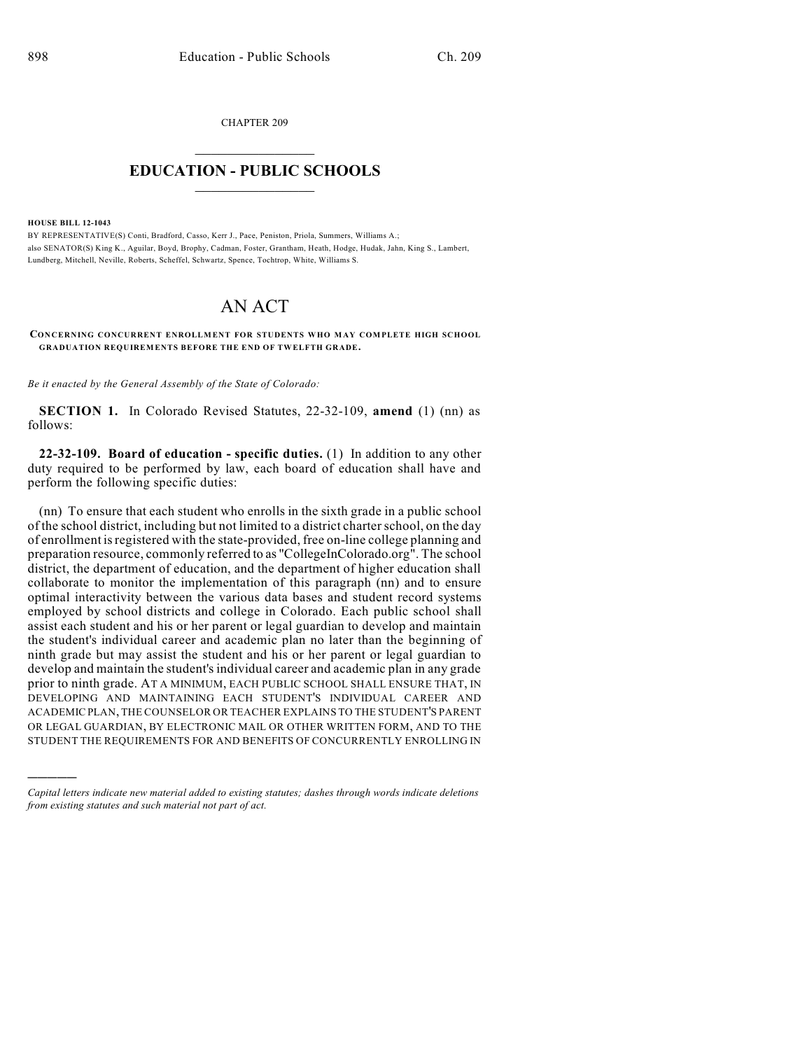CHAPTER 209

# EDUCATION - PUBLIC SCHOOLS

**HOUSE BILL 12-1043**

BY REPRESENTATIVE(S) Conti, Bradford, Casso, Kerr J., Pace, Peniston, Priola, Summers, Williams A.;
also SENATOR(S) King K., Aguilar, Boyd, Brophy, Cadman, Foster, Grantham, Heath, Hodge, Hudak, Jahn, King S., Lambert, Lundberg, Mitchell, Neville, Roberts, Scheffel, Schwartz, Spence, Tochtrop, White, Williams S.

# AN ACT

**CONCERNING CONCURRENT ENROLLMENT FOR STUDENTS WHO MAY COMPLETE HIGH SCHOOL GRADUATION REQUIREMENTS BEFORE THE END OF TWELFTH GRADE.**

*Be it enacted by the General Assembly of the State of Colorado:*

**SECTION 1.** In Colorado Revised Statutes, 22-32-109, **amend** (1) (nn) as follows:

**22-32-109. Board of education - specific duties.** (1) In addition to any other duty required to be performed by law, each board of education shall have and perform the following specific duties:

(nn) To ensure that each student who enrolls in the sixth grade in a public school of the school district, including but not limited to a district charter school, on the day of enrollment is registered with the state-provided, free on-line college planning and preparation resource, commonly referred to as "CollegeInColorado.org". The school district, the department of education, and the department of higher education shall collaborate to monitor the implementation of this paragraph (nn) and to ensure optimal interactivity between the various data bases and student record systems employed by school districts and college in Colorado. Each public school shall assist each student and his or her parent or legal guardian to develop and maintain the student's individual career and academic plan no later than the beginning of ninth grade but may assist the student and his or her parent or legal guardian to develop and maintain the student's individual career and academic plan in any grade prior to ninth grade. AT A MINIMUM, EACH PUBLIC SCHOOL SHALL ENSURE THAT, IN DEVELOPING AND MAINTAINING EACH STUDENT'S INDIVIDUAL CAREER AND ACADEMIC PLAN, THE COUNSELOR OR TEACHER EXPLAINS TO THE STUDENT'S PARENT OR LEGAL GUARDIAN, BY ELECTRONIC MAIL OR OTHER WRITTEN FORM, AND TO THE STUDENT THE REQUIREMENTS FOR AND BENEFITS OF CONCURRENTLY ENROLLING IN

*Capital letters indicate new material added to existing statutes; dashes through words indicate deletions from existing statutes and such material not part of act.*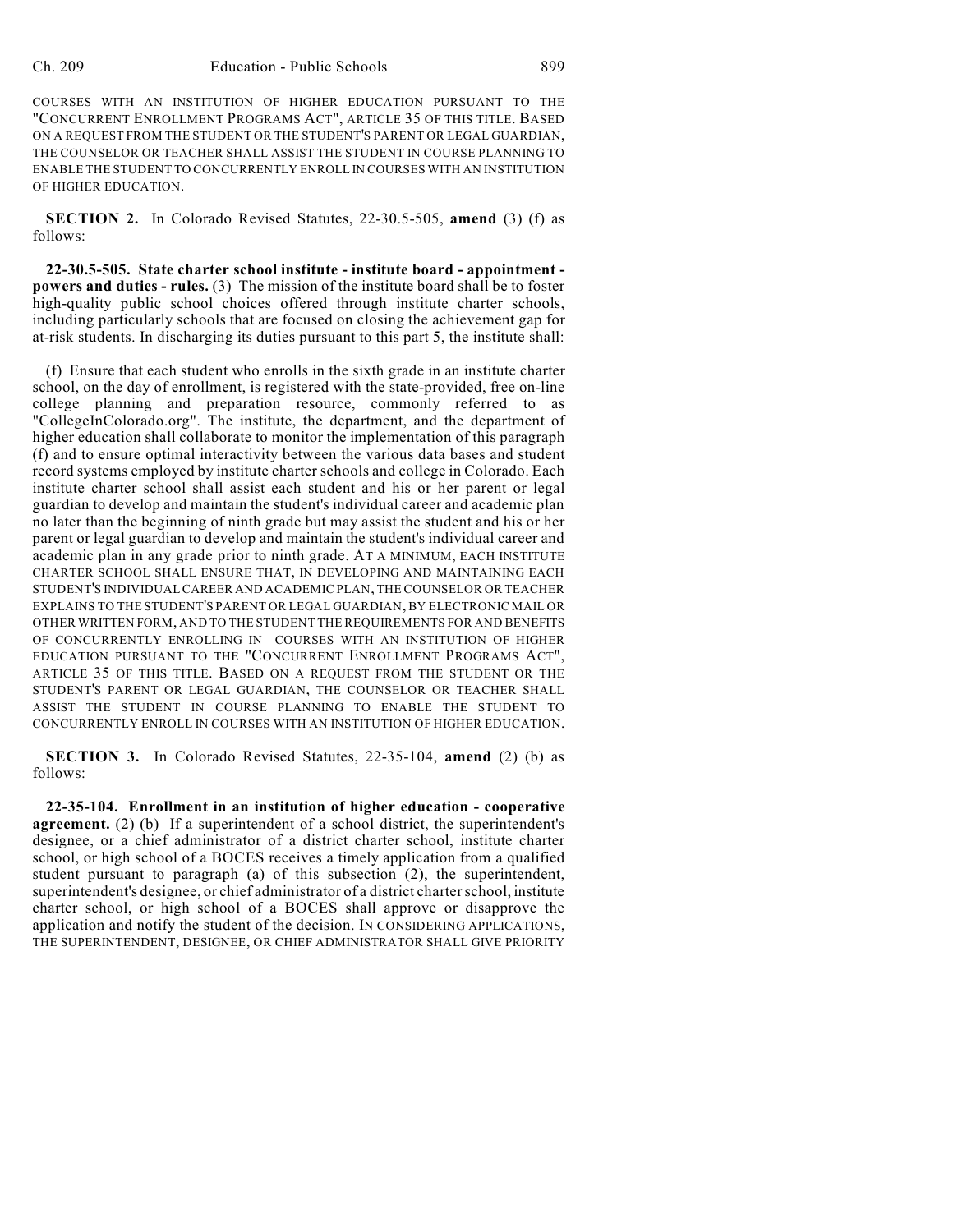COURSES WITH AN INSTITUTION OF HIGHER EDUCATION PURSUANT TO THE "CONCURRENT ENROLLMENT PROGRAMS ACT", ARTICLE 35 OF THIS TITLE. BASED ON A REQUEST FROM THE STUDENT OR THE STUDENT'S PARENT OR LEGAL GUARDIAN, THE COUNSELOR OR TEACHER SHALL ASSIST THE STUDENT IN COURSE PLANNING TO ENABLE THE STUDENT TO CONCURRENTLY ENROLL IN COURSES WITH AN INSTITUTION OF HIGHER EDUCATION.

**SECTION 2.** In Colorado Revised Statutes, 22-30.5-505, **amend** (3) (f) as follows:

**22-30.5-505. State charter school institute - institute board - appointment - powers and duties - rules.** (3) The mission of the institute board shall be to foster high-quality public school choices offered through institute charter schools, including particularly schools that are focused on closing the achievement gap for at-risk students. In discharging its duties pursuant to this part 5, the institute shall:

(f) Ensure that each student who enrolls in the sixth grade in an institute charter school, on the day of enrollment, is registered with the state-provided, free on-line college planning and preparation resource, commonly referred to as "CollegeInColorado.org". The institute, the department, and the department of higher education shall collaborate to monitor the implementation of this paragraph (f) and to ensure optimal interactivity between the various data bases and student record systems employed by institute charter schools and college in Colorado. Each institute charter school shall assist each student and his or her parent or legal guardian to develop and maintain the student's individual career and academic plan no later than the beginning of ninth grade but may assist the student and his or her parent or legal guardian to develop and maintain the student's individual career and academic plan in any grade prior to ninth grade. AT A MINIMUM, EACH INSTITUTE CHARTER SCHOOL SHALL ENSURE THAT, IN DEVELOPING AND MAINTAINING EACH STUDENT'S INDIVIDUAL CAREER AND ACADEMIC PLAN, THE COUNSELOR OR TEACHER EXPLAINS TO THE STUDENT'S PARENT OR LEGAL GUARDIAN, BY ELECTRONIC MAIL OR OTHER WRITTEN FORM, AND TO THE STUDENT THE REQUIREMENTS FOR AND BENEFITS OF CONCURRENTLY ENROLLING IN COURSES WITH AN INSTITUTION OF HIGHER EDUCATION PURSUANT TO THE "CONCURRENT ENROLLMENT PROGRAMS ACT", ARTICLE 35 OF THIS TITLE. BASED ON A REQUEST FROM THE STUDENT OR THE STUDENT'S PARENT OR LEGAL GUARDIAN, THE COUNSELOR OR TEACHER SHALL ASSIST THE STUDENT IN COURSE PLANNING TO ENABLE THE STUDENT TO CONCURRENTLY ENROLL IN COURSES WITH AN INSTITUTION OF HIGHER EDUCATION.

**SECTION 3.** In Colorado Revised Statutes, 22-35-104, **amend** (2) (b) as follows:

**22-35-104. Enrollment in an institution of higher education - cooperative agreement.** (2) (b) If a superintendent of a school district, the superintendent's designee, or a chief administrator of a district charter school, institute charter school, or high school of a BOCES receives a timely application from a qualified student pursuant to paragraph (a) of this subsection (2), the superintendent, superintendent's designee, or chief administrator of a district charter school, institute charter school, or high school of a BOCES shall approve or disapprove the application and notify the student of the decision. IN CONSIDERING APPLICATIONS, THE SUPERINTENDENT, DESIGNEE, OR CHIEF ADMINISTRATOR SHALL GIVE PRIORITY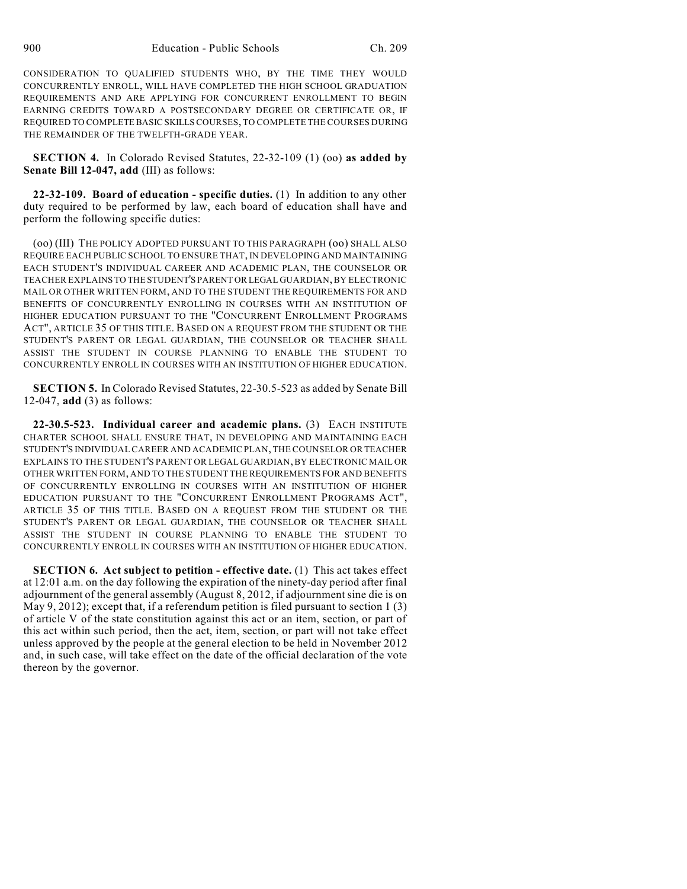CONSIDERATION TO QUALIFIED STUDENTS WHO, BY THE TIME THEY WOULD CONCURRENTLY ENROLL, WILL HAVE COMPLETED THE HIGH SCHOOL GRADUATION REQUIREMENTS AND ARE APPLYING FOR CONCURRENT ENROLLMENT TO BEGIN EARNING CREDITS TOWARD A POSTSECONDARY DEGREE OR CERTIFICATE OR, IF REQUIRED TO COMPLETE BASIC SKILLS COURSES, TO COMPLETE THE COURSES DURING THE REMAINDER OF THE TWELFTH-GRADE YEAR.

**SECTION 4.** In Colorado Revised Statutes, 22-32-109 (1) (oo) **as added by Senate Bill 12-047, add** (III) as follows:

**22-32-109. Board of education - specific duties.** (1) In addition to any other duty required to be performed by law, each board of education shall have and perform the following specific duties:

(oo) (III) THE POLICY ADOPTED PURSUANT TO THIS PARAGRAPH (oo) SHALL ALSO REQUIRE EACH PUBLIC SCHOOL TO ENSURE THAT, IN DEVELOPING AND MAINTAINING EACH STUDENT'S INDIVIDUAL CAREER AND ACADEMIC PLAN, THE COUNSELOR OR TEACHER EXPLAINS TO THE STUDENT'S PARENT OR LEGAL GUARDIAN, BY ELECTRONIC MAIL OR OTHER WRITTEN FORM, AND TO THE STUDENT THE REQUIREMENTS FOR AND BENEFITS OF CONCURRENTLY ENROLLING IN COURSES WITH AN INSTITUTION OF HIGHER EDUCATION PURSUANT TO THE "CONCURRENT ENROLLMENT PROGRAMS ACT", ARTICLE 35 OF THIS TITLE. BASED ON A REQUEST FROM THE STUDENT OR THE STUDENT'S PARENT OR LEGAL GUARDIAN, THE COUNSELOR OR TEACHER SHALL ASSIST THE STUDENT IN COURSE PLANNING TO ENABLE THE STUDENT TO CONCURRENTLY ENROLL IN COURSES WITH AN INSTITUTION OF HIGHER EDUCATION.

**SECTION 5.** In Colorado Revised Statutes, 22-30.5-523 as added by Senate Bill 12-047, **add** (3) as follows:

**22-30.5-523. Individual career and academic plans.** (3) EACH INSTITUTE CHARTER SCHOOL SHALL ENSURE THAT, IN DEVELOPING AND MAINTAINING EACH STUDENT'S INDIVIDUAL CAREER AND ACADEMIC PLAN, THE COUNSELOR OR TEACHER EXPLAINS TO THE STUDENT'S PARENT OR LEGAL GUARDIAN, BY ELECTRONIC MAIL OR OTHER WRITTEN FORM, AND TO THE STUDENT THE REQUIREMENTS FOR AND BENEFITS OF CONCURRENTLY ENROLLING IN COURSES WITH AN INSTITUTION OF HIGHER EDUCATION PURSUANT TO THE "CONCURRENT ENROLLMENT PROGRAMS ACT", ARTICLE 35 OF THIS TITLE. BASED ON A REQUEST FROM THE STUDENT OR THE STUDENT'S PARENT OR LEGAL GUARDIAN, THE COUNSELOR OR TEACHER SHALL ASSIST THE STUDENT IN COURSE PLANNING TO ENABLE THE STUDENT TO CONCURRENTLY ENROLL IN COURSES WITH AN INSTITUTION OF HIGHER EDUCATION.

**SECTION 6. Act subject to petition - effective date.** (1) This act takes effect at 12:01 a.m. on the day following the expiration of the ninety-day period after final adjournment of the general assembly (August 8, 2012, if adjournment sine die is on May 9, 2012); except that, if a referendum petition is filed pursuant to section 1 (3) of article V of the state constitution against this act or an item, section, or part of this act within such period, then the act, item, section, or part will not take effect unless approved by the people at the general election to be held in November 2012 and, in such case, will take effect on the date of the official declaration of the vote thereon by the governor.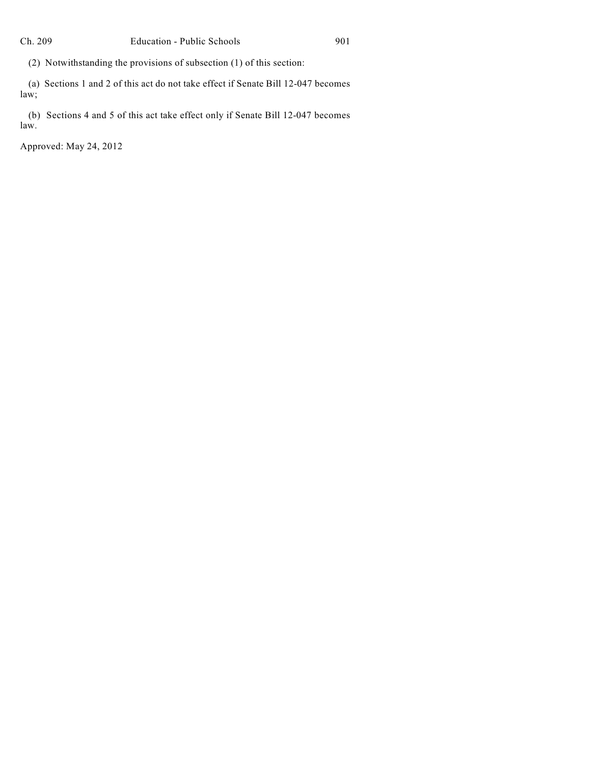(2) Notwithstanding the provisions of subsection (1) of this section:

(a) Sections 1 and 2 of this act do not take effect if Senate Bill 12-047 becomes law;

(b) Sections 4 and 5 of this act take effect only if Senate Bill 12-047 becomes law.

Approved: May 24, 2012